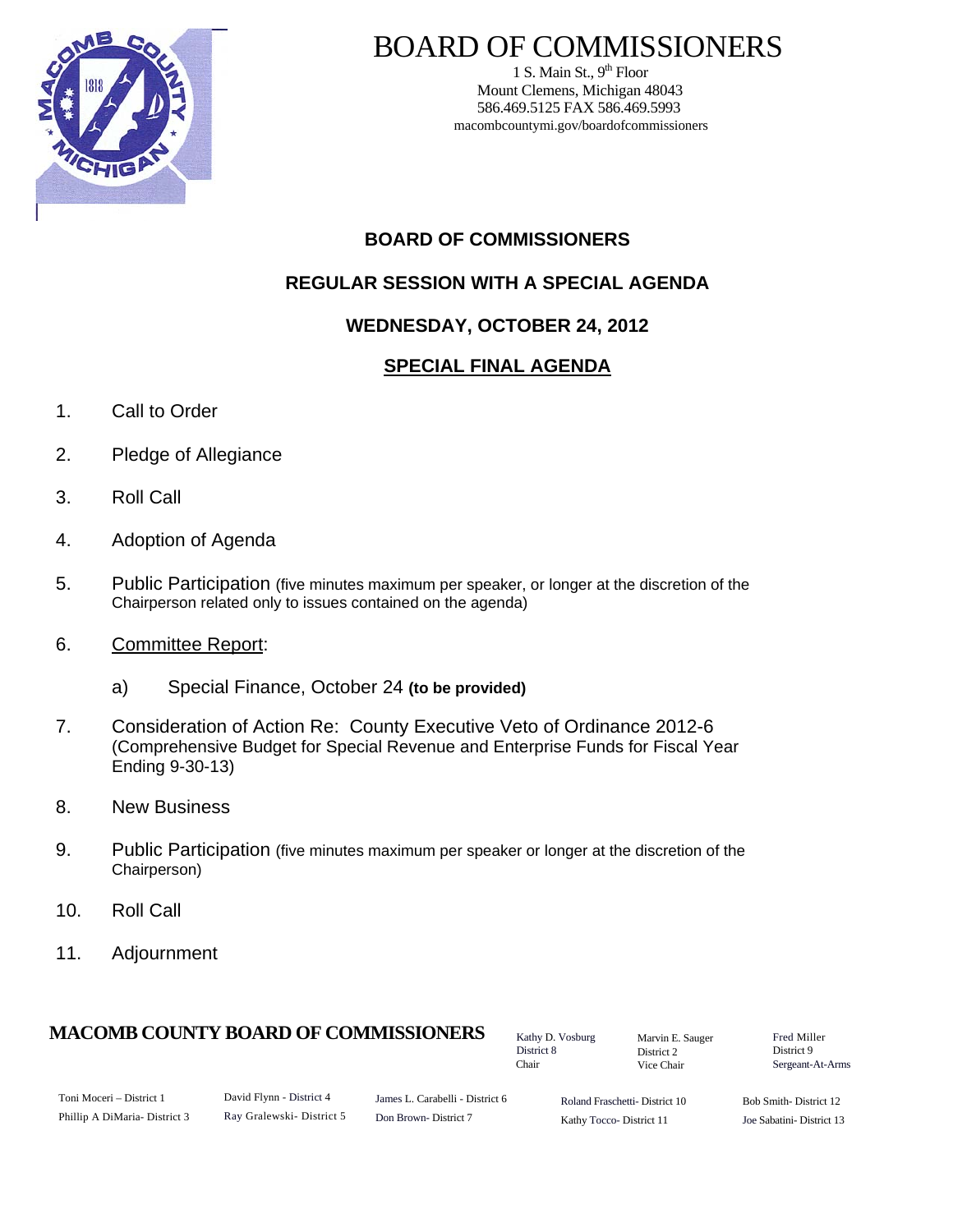# BOARD OF COMMISSIONERS

1 S. Main St., 9th Floor
Mount Clemens, Michigan 48043
586.469.5125 FAX 586.469.5993
macombcountymi.gov/boardofcommissioners

## BOARD OF COMMISSIONERS

## REGULAR SESSION WITH A SPECIAL AGENDA

## WEDNESDAY, OCTOBER 24, 2012

## SPECIAL FINAL AGENDA

1. Call to Order
2. Pledge of Allegiance
3. Roll Call
4. Adoption of Agenda
5. Public Participation (five minutes maximum per speaker, or longer at the discretion of the Chairperson related only to issues contained on the agenda)
6. Committee Report:
   a) Special Finance, October 24 **(to be provided)**
7. Consideration of Action Re: County Executive Veto of Ordinance 2012-6 (Comprehensive Budget for Special Revenue and Enterprise Funds for Fiscal Year Ending 9-30-13)
8. New Business
9. Public Participation (five minutes maximum per speaker or longer at the discretion of the Chairperson)
10. Roll Call
11. Adjournment

**MACOMB COUNTY BOARD OF COMMISSIONERS**

Kathy D. Vosburg, District 8, Chair
Marvin E. Sauger, District 2, Vice Chair
Fred Miller, District 9, Sergeant-At-Arms

Toni Moceri – District 1
Phillip A DiMaria- District 3
David Flynn - District 4
Ray Gralewski- District 5
James L. Carabelli - District 6
Don Brown- District 7
Roland Fraschetti- District 10
Kathy Tocco- District 11
Bob Smith- District 12
Joe Sabatini- District 13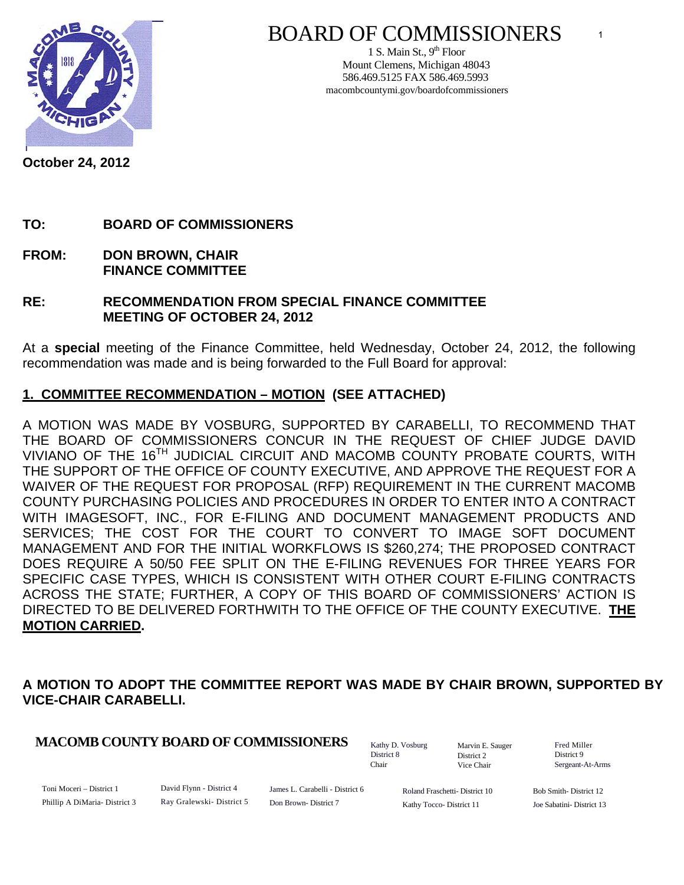# BOARD OF COMMISSIONERS

1 S. Main St., 9th Floor
Mount Clemens, Michigan 48043
586.469.5125 FAX 586.469.5993
macombcountymi.gov/boardofcommissioners

**October 24, 2012**

**TO:** **BOARD OF COMMISSIONERS**

**FROM:** **DON BROWN, CHAIR**
**FINANCE COMMITTEE**

**RE:** **RECOMMENDATION FROM SPECIAL FINANCE COMMITTEE MEETING OF OCTOBER 24, 2012**

At a **special** meeting of the Finance Committee, held Wednesday, October 24, 2012, the following recommendation was made and is being forwarded to the Full Board for approval:

**1. COMMITTEE RECOMMENDATION – MOTION (SEE ATTACHED)**

A MOTION WAS MADE BY VOSBURG, SUPPORTED BY CARABELLI, TO RECOMMEND THAT THE BOARD OF COMMISSIONERS CONCUR IN THE REQUEST OF CHIEF JUDGE DAVID VIVIANO OF THE 16TH JUDICIAL CIRCUIT AND MACOMB COUNTY PROBATE COURTS, WITH THE SUPPORT OF THE OFFICE OF COUNTY EXECUTIVE, AND APPROVE THE REQUEST FOR A WAIVER OF THE REQUEST FOR PROPOSAL (RFP) REQUIREMENT IN THE CURRENT MACOMB COUNTY PURCHASING POLICIES AND PROCEDURES IN ORDER TO ENTER INTO A CONTRACT WITH IMAGESOFT, INC., FOR E-FILING AND DOCUMENT MANAGEMENT PRODUCTS AND SERVICES; THE COST FOR THE COURT TO CONVERT TO IMAGE SOFT DOCUMENT MANAGEMENT AND FOR THE INITIAL WORKFLOWS IS $260,274; THE PROPOSED CONTRACT DOES REQUIRE A 50/50 FEE SPLIT ON THE E-FILING REVENUES FOR THREE YEARS FOR SPECIFIC CASE TYPES, WHICH IS CONSISTENT WITH OTHER COURT E-FILING CONTRACTS ACROSS THE STATE; FURTHER, A COPY OF THIS BOARD OF COMMISSIONERS' ACTION IS DIRECTED TO BE DELIVERED FORTHWITH TO THE OFFICE OF THE COUNTY EXECUTIVE. **THE MOTION CARRIED**.

**A MOTION TO ADOPT THE COMMITTEE REPORT WAS MADE BY CHAIR BROWN, SUPPORTED BY VICE-CHAIR CARABELLI.**

**MACOMB COUNTY BOARD OF COMMISSIONERS**

Kathy D. Vosburg, District 8, Chair
Marvin E. Sauger, District 2, Vice Chair
Fred Miller, District 9, Sergeant-At-Arms

Toni Moceri – District 1
Phillip A DiMaria- District 3
David Flynn - District 4
Ray Gralewski- District 5
James L. Carabelli - District 6
Don Brown- District 7
Roland Fraschetti- District 10
Kathy Tocco- District 11
Bob Smith- District 12
Joe Sabatini- District 13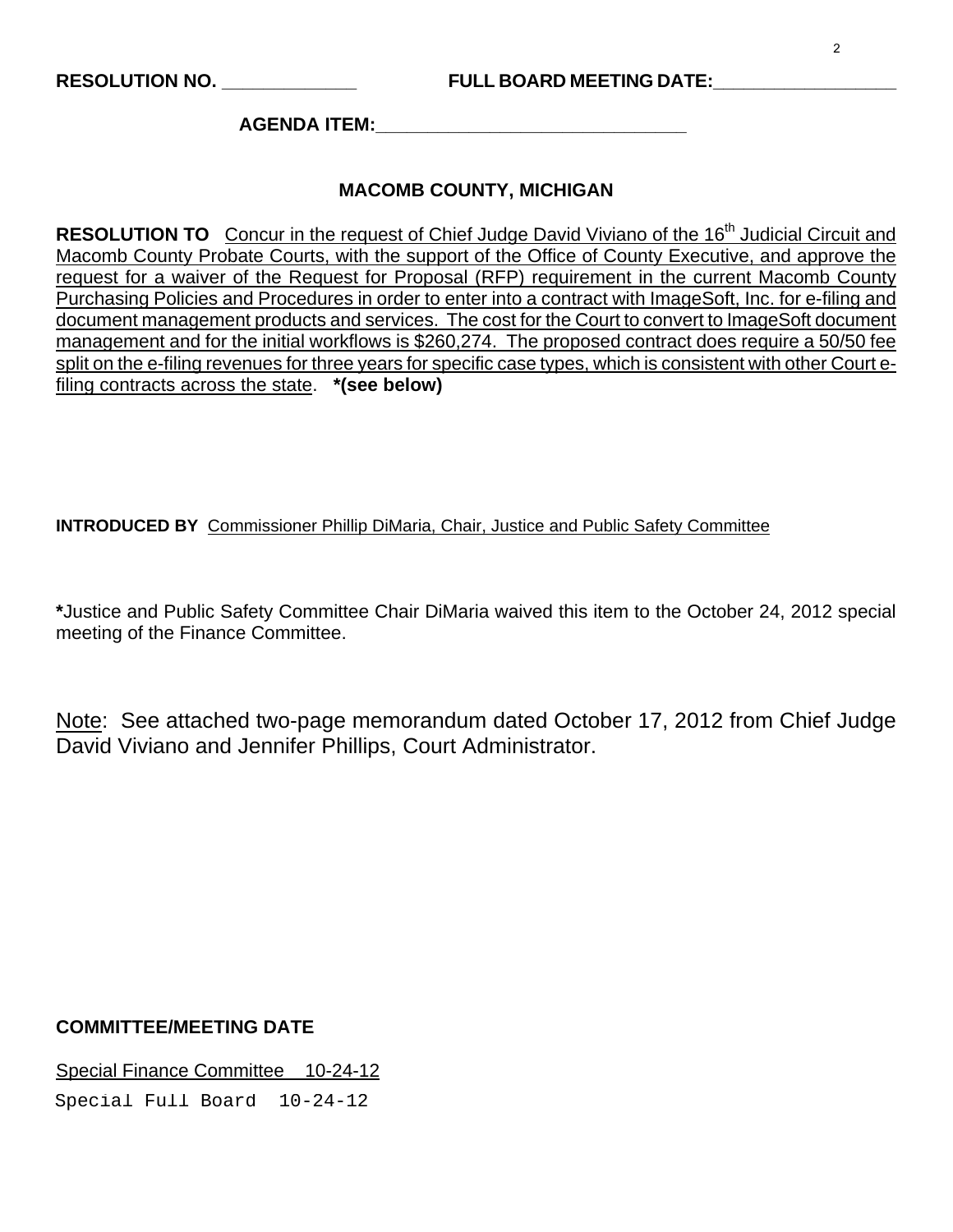**RESOLUTION NO.** _____________ **FULL BOARD MEETING DATE:**__________________

**AGENDA ITEM:**_______________________________

**MACOMB COUNTY, MICHIGAN**

**RESOLUTION TO** Concur in the request of Chief Judge David Viviano of the 16th Judicial Circuit and Macomb County Probate Courts, with the support of the Office of County Executive, and approve the request for a waiver of the Request for Proposal (RFP) requirement in the current Macomb County Purchasing Policies and Procedures in order to enter into a contract with ImageSoft, Inc. for e-filing and document management products and services. The cost for the Court to convert to ImageSoft document management and for the initial workflows is $260,274. The proposed contract does require a 50/50 fee split on the e-filing revenues for three years for specific case types, which is consistent with other Court e-filing contracts across the state. **\*(see below)**

**INTRODUCED BY** Commissioner Phillip DiMaria, Chair, Justice and Public Safety Committee

**\***Justice and Public Safety Committee Chair DiMaria waived this item to the October 24, 2012 special meeting of the Finance Committee.

Note: See attached two-page memorandum dated October 17, 2012 from Chief Judge David Viviano and Jennifer Phillips, Court Administrator.

**COMMITTEE/MEETING DATE**

Special Finance Committee 10-24-12

Special Full Board 10-24-12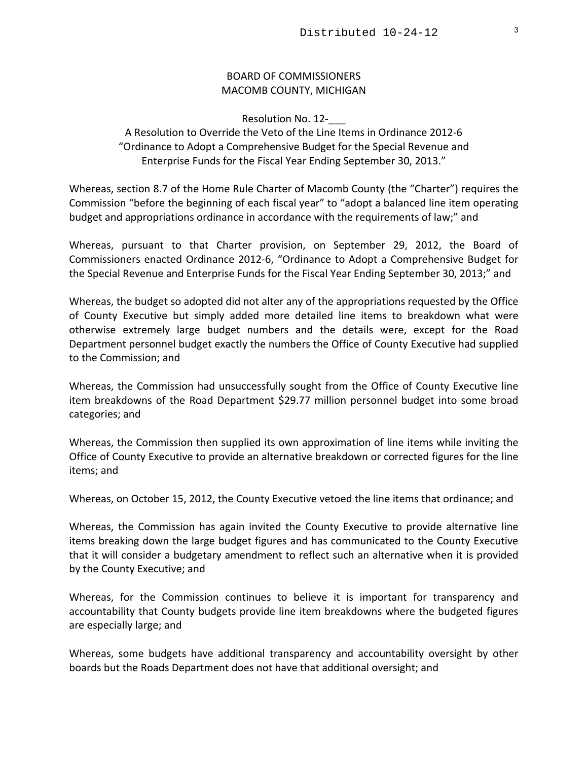BOARD OF COMMISSIONERS
MACOMB COUNTY, MICHIGAN

Resolution No. 12-___
A Resolution to Override the Veto of the Line Items in Ordinance 2012-6 "Ordinance to Adopt a Comprehensive Budget for the Special Revenue and Enterprise Funds for the Fiscal Year Ending September 30, 2013."

Whereas, section 8.7 of the Home Rule Charter of Macomb County (the "Charter") requires the Commission "before the beginning of each fiscal year" to "adopt a balanced line item operating budget and appropriations ordinance in accordance with the requirements of law;" and

Whereas, pursuant to that Charter provision, on September 29, 2012, the Board of Commissioners enacted Ordinance 2012-6, "Ordinance to Adopt a Comprehensive Budget for the Special Revenue and Enterprise Funds for the Fiscal Year Ending September 30, 2013;" and

Whereas, the budget so adopted did not alter any of the appropriations requested by the Office of County Executive but simply added more detailed line items to breakdown what were otherwise extremely large budget numbers and the details were, except for the Road Department personnel budget exactly the numbers the Office of County Executive had supplied to the Commission; and

Whereas, the Commission had unsuccessfully sought from the Office of County Executive line item breakdowns of the Road Department $29.77 million personnel budget into some broad categories; and

Whereas, the Commission then supplied its own approximation of line items while inviting the Office of County Executive to provide an alternative breakdown or corrected figures for the line items; and

Whereas, on October 15, 2012, the County Executive vetoed the line items that ordinance; and

Whereas, the Commission has again invited the County Executive to provide alternative line items breaking down the large budget figures and has communicated to the County Executive that it will consider a budgetary amendment to reflect such an alternative when it is provided by the County Executive; and

Whereas, for the Commission continues to believe it is important for transparency and accountability that County budgets provide line item breakdowns where the budgeted figures are especially large; and

Whereas, some budgets have additional transparency and accountability oversight by other boards but the Roads Department does not have that additional oversight; and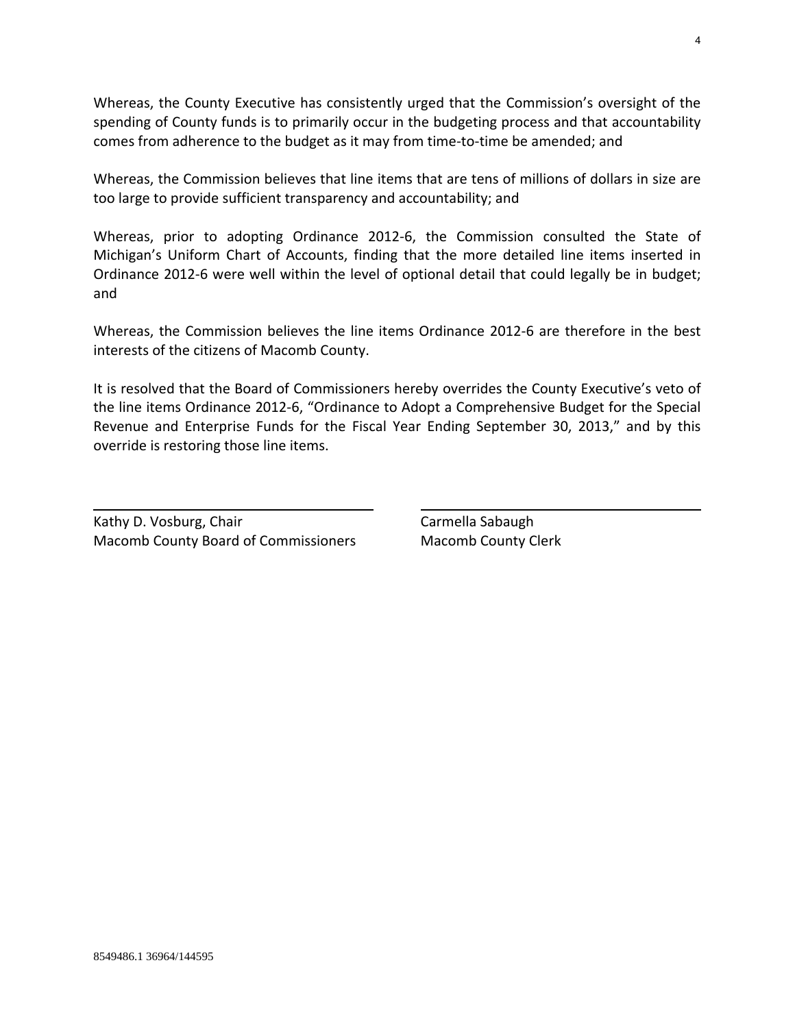Whereas, the County Executive has consistently urged that the Commission's oversight of the spending of County funds is to primarily occur in the budgeting process and that accountability comes from adherence to the budget as it may from time-to-time be amended; and

Whereas, the Commission believes that line items that are tens of millions of dollars in size are too large to provide sufficient transparency and accountability; and

Whereas, prior to adopting Ordinance 2012-6, the Commission consulted the State of Michigan's Uniform Chart of Accounts, finding that the more detailed line items inserted in Ordinance 2012-6 were well within the level of optional detail that could legally be in budget; and

Whereas, the Commission believes the line items Ordinance 2012-6 are therefore in the best interests of the citizens of Macomb County.

It is resolved that the Board of Commissioners hereby overrides the County Executive's veto of the line items Ordinance 2012-6, "Ordinance to Adopt a Comprehensive Budget for the Special Revenue and Enterprise Funds for the Fiscal Year Ending September 30, 2013," and by this override is restoring those line items.

\_\_\_\_\_\_\_\_\_\_\_\_\_\_\_\_\_\_\_\_\_\_\_\_\_\_\_\_\_\_\_\_
Kathy D. Vosburg, Chair
Macomb County Board of Commissioners

\_\_\_\_\_\_\_\_\_\_\_\_\_\_\_\_\_\_\_\_\_\_\_\_\_\_\_\_\_\_\_\_
Carmella Sabaugh
Macomb County Clerk

8549486.1 36964/144595